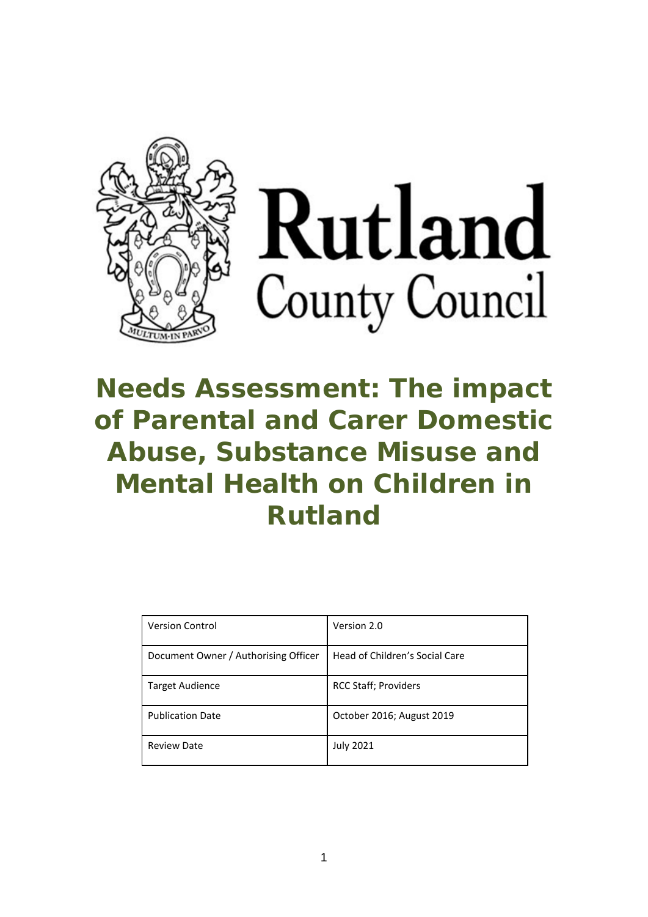Rutland County Council

# Needs Assessment: The impact of Parental and Carer Domestic Abuse, Substance Misuse and Mental Health on Children in Rutland

| Version Control | Version 2.0 |
|---|---|
| Document Owner / Authorising Officer | Head of Children's Social Care |
| Target Audience | RCC Staff; Providers |
| Publication Date | October 2016; August 2019 |
| Review Date | July 2021 |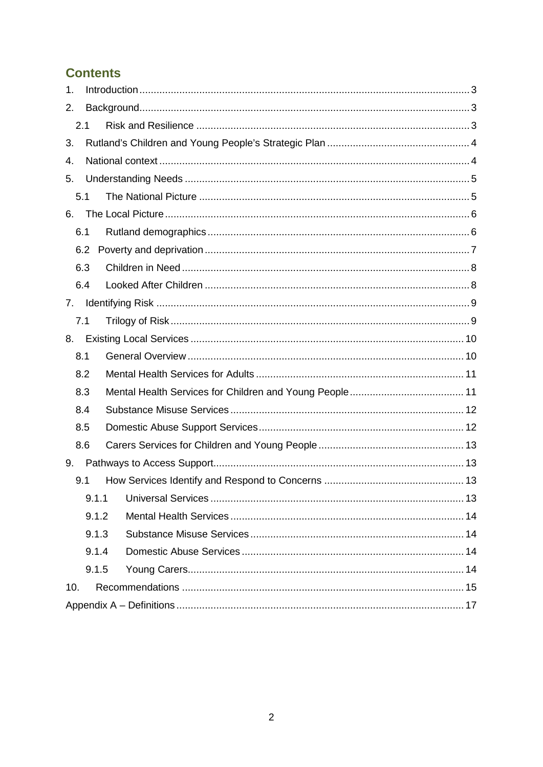## Contents

1. Introduction ... 3
2. Background ... 3
   - 2.1 Risk and Resilience ... 3
3. Rutland's Children and Young People's Strategic Plan ... 4
4. National context ... 4
5. Understanding Needs ... 5
   - 5.1 The National Picture ... 5
6. The Local Picture ... 6
   - 6.1 Rutland demographics ... 6
   - 6.2 Poverty and deprivation ... 7
   - 6.3 Children in Need ... 8
   - 6.4 Looked After Children ... 8
7. Identifying Risk ... 9
   - 7.1 Trilogy of Risk ... 9
8. Existing Local Services ... 10
   - 8.1 General Overview ... 10
   - 8.2 Mental Health Services for Adults ... 11
   - 8.3 Mental Health Services for Children and Young People ... 11
   - 8.4 Substance Misuse Services ... 12
   - 8.5 Domestic Abuse Support Services ... 12
   - 8.6 Carers Services for Children and Young People ... 13
9. Pathways to Access Support ... 13
   - 9.1 How Services Identify and Respond to Concerns ... 13
     - 9.1.1 Universal Services ... 13
     - 9.1.2 Mental Health Services ... 14
     - 9.1.3 Substance Misuse Services ... 14
     - 9.1.4 Domestic Abuse Services ... 14
     - 9.1.5 Young Carers ... 14
10. Recommendations ... 15

Appendix A – Definitions ... 17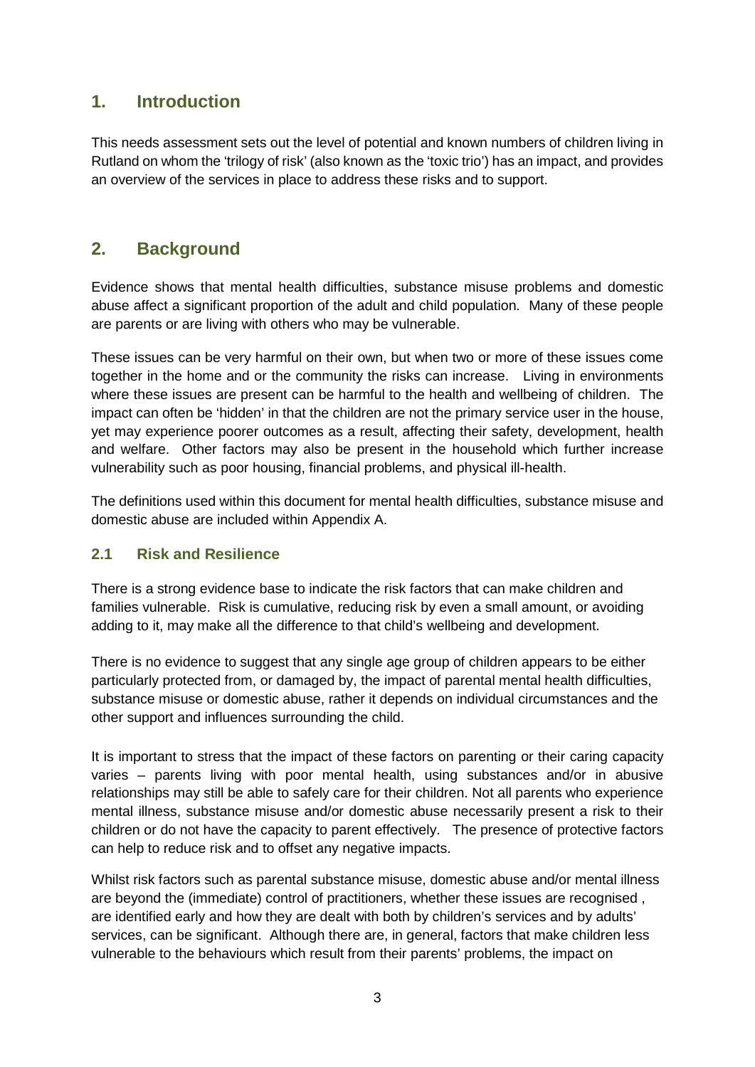## 1. Introduction

This needs assessment sets out the level of potential and known numbers of children living in Rutland on whom the 'trilogy of risk' (also known as the 'toxic trio') has an impact, and provides an overview of the services in place to address these risks and to support.

## 2. Background

Evidence shows that mental health difficulties, substance misuse problems and domestic abuse affect a significant proportion of the adult and child population. Many of these people are parents or are living with others who may be vulnerable.

These issues can be very harmful on their own, but when two or more of these issues come together in the home and or the community the risks can increase. Living in environments where these issues are present can be harmful to the health and wellbeing of children. The impact can often be 'hidden' in that the children are not the primary service user in the house, yet may experience poorer outcomes as a result, affecting their safety, development, health and welfare. Other factors may also be present in the household which further increase vulnerability such as poor housing, financial problems, and physical ill-health.

The definitions used within this document for mental health difficulties, substance misuse and domestic abuse are included within Appendix A.

### 2.1 Risk and Resilience

There is a strong evidence base to indicate the risk factors that can make children and families vulnerable. Risk is cumulative, reducing risk by even a small amount, or avoiding adding to it, may make all the difference to that child's wellbeing and development.

There is no evidence to suggest that any single age group of children appears to be either particularly protected from, or damaged by, the impact of parental mental health difficulties, substance misuse or domestic abuse, rather it depends on individual circumstances and the other support and influences surrounding the child.

It is important to stress that the impact of these factors on parenting or their caring capacity varies – parents living with poor mental health, using substances and/or in abusive relationships may still be able to safely care for their children. Not all parents who experience mental illness, substance misuse and/or domestic abuse necessarily present a risk to their children or do not have the capacity to parent effectively. The presence of protective factors can help to reduce risk and to offset any negative impacts.

Whilst risk factors such as parental substance misuse, domestic abuse and/or mental illness are beyond the (immediate) control of practitioners, whether these issues are recognised , are identified early and how they are dealt with both by children's services and by adults' services, can be significant. Although there are, in general, factors that make children less vulnerable to the behaviours which result from their parents' problems, the impact on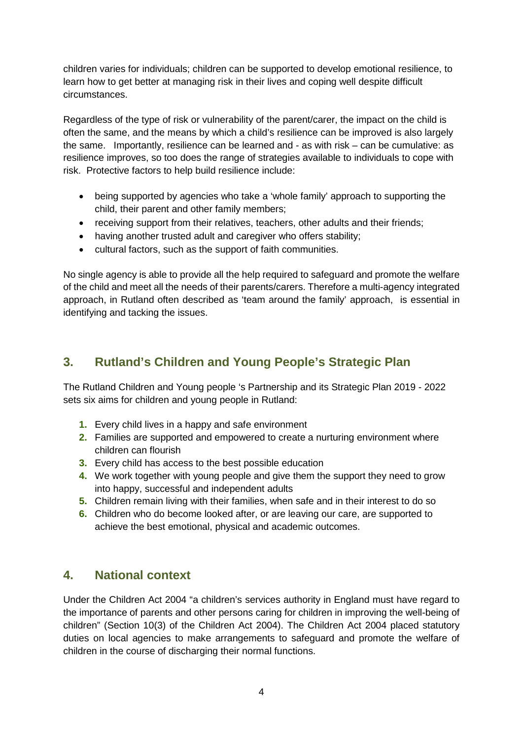children varies for individuals; children can be supported to develop emotional resilience, to learn how to get better at managing risk in their lives and coping well despite difficult circumstances.

Regardless of the type of risk or vulnerability of the parent/carer, the impact on the child is often the same, and the means by which a child's resilience can be improved is also largely the same. Importantly, resilience can be learned and - as with risk – can be cumulative: as resilience improves, so too does the range of strategies available to individuals to cope with risk. Protective factors to help build resilience include:

- being supported by agencies who take a 'whole family' approach to supporting the child, their parent and other family members;
- receiving support from their relatives, teachers, other adults and their friends;
- having another trusted adult and caregiver who offers stability;
- cultural factors, such as the support of faith communities.

No single agency is able to provide all the help required to safeguard and promote the welfare of the child and meet all the needs of their parents/carers. Therefore a multi-agency integrated approach, in Rutland often described as 'team around the family' approach, is essential in identifying and tacking the issues.

## 3. Rutland's Children and Young People's Strategic Plan

The Rutland Children and Young people 's Partnership and its Strategic Plan 2019 - 2022 sets six aims for children and young people in Rutland:

1. Every child lives in a happy and safe environment
2. Families are supported and empowered to create a nurturing environment where children can flourish
3. Every child has access to the best possible education
4. We work together with young people and give them the support they need to grow into happy, successful and independent adults
5. Children remain living with their families, when safe and in their interest to do so
6. Children who do become looked after, or are leaving our care, are supported to achieve the best emotional, physical and academic outcomes.

## 4. National context

Under the Children Act 2004 "a children's services authority in England must have regard to the importance of parents and other persons caring for children in improving the well-being of children" (Section 10(3) of the Children Act 2004). The Children Act 2004 placed statutory duties on local agencies to make arrangements to safeguard and promote the welfare of children in the course of discharging their normal functions.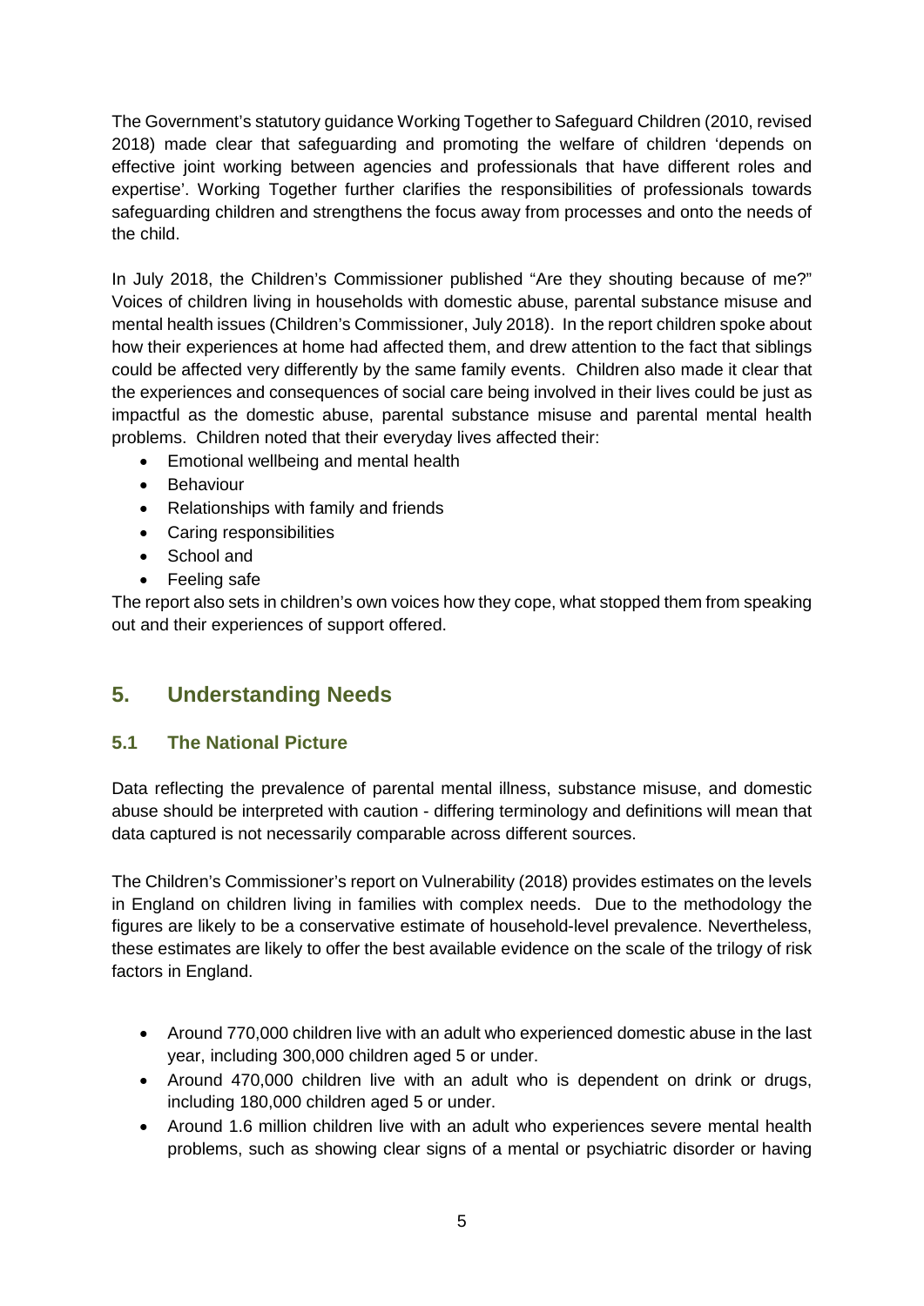The Government's statutory guidance Working Together to Safeguard Children (2010, revised 2018) made clear that safeguarding and promoting the welfare of children 'depends on effective joint working between agencies and professionals that have different roles and expertise'. Working Together further clarifies the responsibilities of professionals towards safeguarding children and strengthens the focus away from processes and onto the needs of the child.

In July 2018, the Children's Commissioner published "Are they shouting because of me?" Voices of children living in households with domestic abuse, parental substance misuse and mental health issues (Children's Commissioner, July 2018). In the report children spoke about how their experiences at home had affected them, and drew attention to the fact that siblings could be affected very differently by the same family events. Children also made it clear that the experiences and consequences of social care being involved in their lives could be just as impactful as the domestic abuse, parental substance misuse and parental mental health problems. Children noted that their everyday lives affected their:

- Emotional wellbeing and mental health
- Behaviour
- Relationships with family and friends
- Caring responsibilities
- School and
- Feeling safe

The report also sets in children's own voices how they cope, what stopped them from speaking out and their experiences of support offered.

## 5. Understanding Needs

### 5.1 The National Picture

Data reflecting the prevalence of parental mental illness, substance misuse, and domestic abuse should be interpreted with caution - differing terminology and definitions will mean that data captured is not necessarily comparable across different sources.

The Children's Commissioner's report on Vulnerability (2018) provides estimates on the levels in England on children living in families with complex needs. Due to the methodology the figures are likely to be a conservative estimate of household-level prevalence. Nevertheless, these estimates are likely to offer the best available evidence on the scale of the trilogy of risk factors in England.

- Around 770,000 children live with an adult who experienced domestic abuse in the last year, including 300,000 children aged 5 or under.
- Around 470,000 children live with an adult who is dependent on drink or drugs, including 180,000 children aged 5 or under.
- Around 1.6 million children live with an adult who experiences severe mental health problems, such as showing clear signs of a mental or psychiatric disorder or having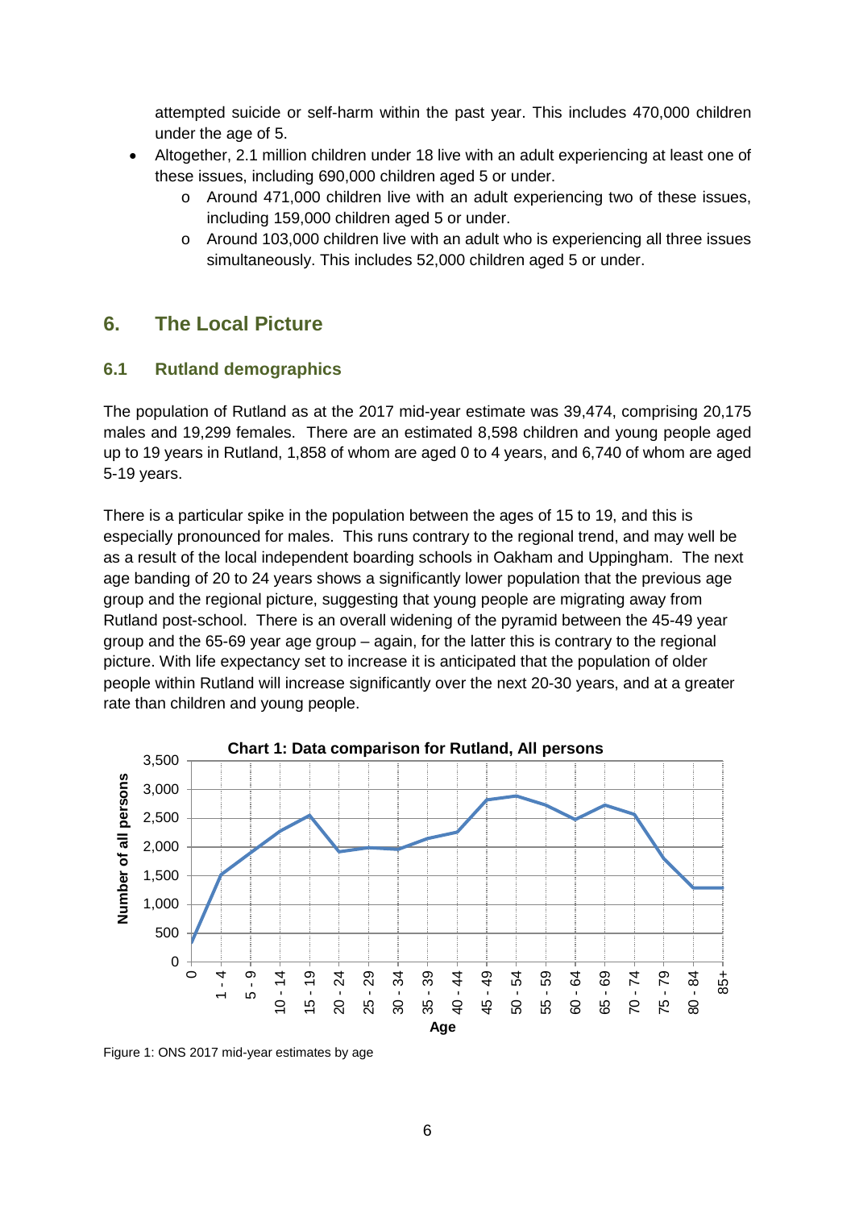attempted suicide or self-harm within the past year. This includes 470,000 children under the age of 5.

- Altogether, 2.1 million children under 18 live with an adult experiencing at least one of these issues, including 690,000 children aged 5 or under.
    - Around 471,000 children live with an adult experiencing two of these issues, including 159,000 children aged 5 or under.
    - Around 103,000 children live with an adult who is experiencing all three issues simultaneously. This includes 52,000 children aged 5 or under.

## 6. The Local Picture

### 6.1 Rutland demographics

The population of Rutland as at the 2017 mid-year estimate was 39,474, comprising 20,175 males and 19,299 females. There are an estimated 8,598 children and young people aged up to 19 years in Rutland, 1,858 of whom are aged 0 to 4 years, and 6,740 of whom are aged 5-19 years.

There is a particular spike in the population between the ages of 15 to 19, and this is especially pronounced for males. This runs contrary to the regional trend, and may well be as a result of the local independent boarding schools in Oakham and Uppingham. The next age banding of 20 to 24 years shows a significantly lower population that the previous age group and the regional picture, suggesting that young people are migrating away from Rutland post-school. There is an overall widening of the pyramid between the 45-49 year group and the 65-69 year age group – again, for the latter this is contrary to the regional picture. With life expectancy set to increase it is anticipated that the population of older people within Rutland will increase significantly over the next 20-30 years, and at a greater rate than children and young people.

**Chart 1: Data comparison for Rutland, All persons**

Figure 1: ONS 2017 mid-year estimates by age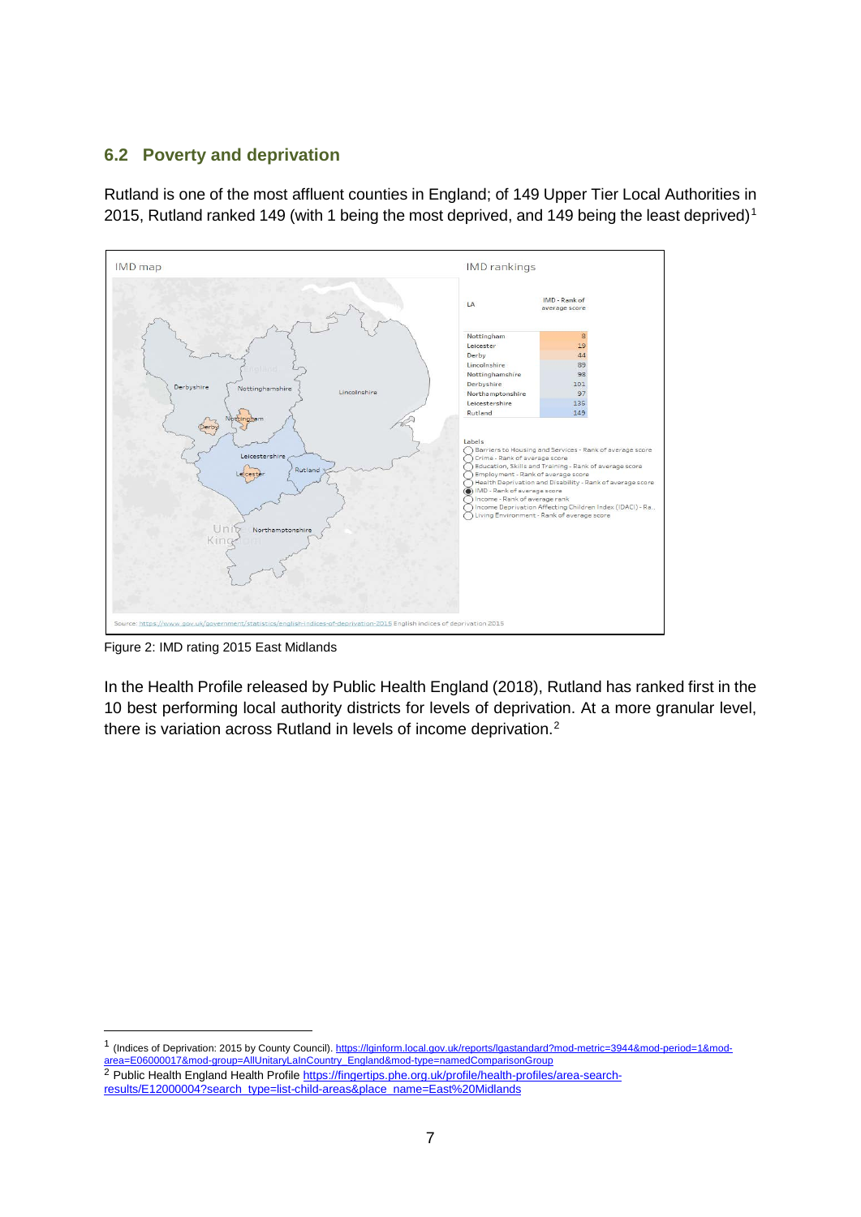## 6.2 Poverty and deprivation

Rutland is one of the most affluent counties in England; of 149 Upper Tier Local Authorities in 2015, Rutland ranked 149 (with 1 being the most deprived, and 149 being the least deprived)[1]

IMD map

IMD rankings

| LA | IMD - Rank of average score |
|---|---|
| Nottingham | 8 |
| Leicester | 19 |
| Derby | 44 |
| Lincolnshire | 89 |
| Nottinghamshire | 98 |
| Derbyshire | 101 |
| Northamptonshire | 97 |
| Leicestershire | 135 |
| Rutland | 149 |

Labels
- Barriers to Housing and Services - Rank of average score
- Crime - Rank of average score
- Education, Skills and Training - Rank of average score
- Employment - Rank of average score
- Health Deprivation and Disability - Rank of average score
- IMD - Rank of average score
- Income - Rank of average rank
- Income Deprivation Affecting Children Index (IDACI) - Ra..
- Living Environment - Rank of average score

Source: https://www.gov.uk/government/statistics/english-indices-of-deprivation-2015 English indices of deprivation 2015

Figure 2: IMD rating 2015 East Midlands

In the Health Profile released by Public Health England (2018), Rutland has ranked first in the 10 best performing local authority districts for levels of deprivation. At a more granular level, there is variation across Rutland in levels of income deprivation.[2]

---

[1] (Indices of Deprivation: 2015 by County Council). https://lginform.local.gov.uk/reports/lgastandard?mod-metric=3944&mod-period=1&mod-area=E06000017&mod-group=AllUnitaryLaInCountry_England&mod-type=namedComparisonGroup

[2] Public Health England Health Profile https://fingertips.phe.org.uk/profile/health-profiles/area-search-results/E12000004?search_type=list-child-areas&place_name=East%20Midlands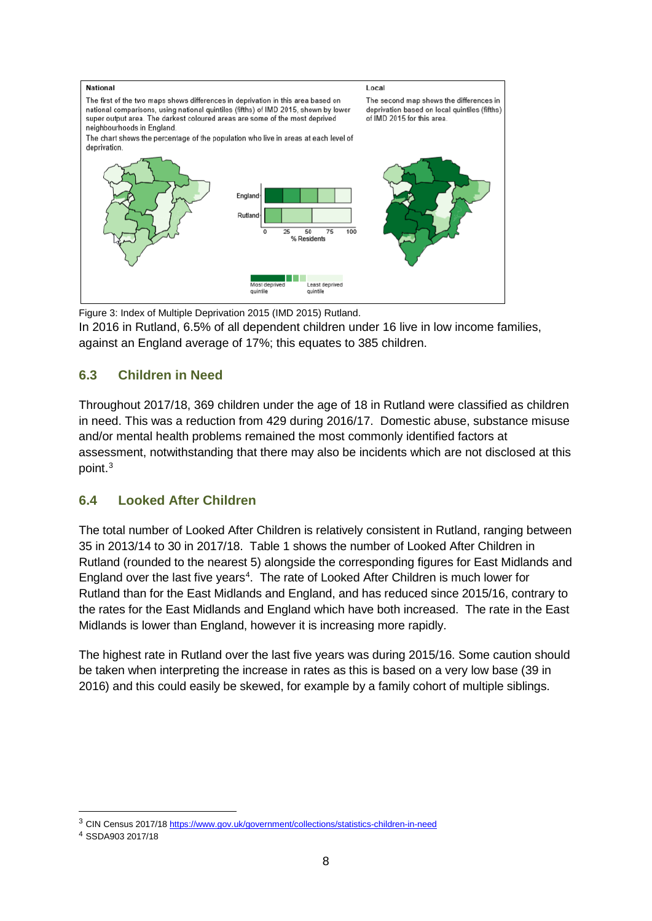National

The first of the two maps shows differences in deprivation in this area based on national comparisons, using national quintiles (fifths) of IMD 2015, shown by lower super output area. The darkest coloured areas are some of the most deprived neighbourhoods in England.

The chart shows the percentage of the population who live in areas at each level of deprivation.

Local

The second map shows the differences in deprivation based on local quintiles (fifths) of IMD 2015 for this area.

Figure 3: Index of Multiple Deprivation 2015 (IMD 2015) Rutland.

In 2016 in Rutland, 6.5% of all dependent children under 16 live in low income families, against an England average of 17%; this equates to 385 children.

## 6.3 Children in Need

Throughout 2017/18, 369 children under the age of 18 in Rutland were classified as children in need. This was a reduction from 429 during 2016/17. Domestic abuse, substance misuse and/or mental health problems remained the most commonly identified factors at assessment, notwithstanding that there may also be incidents which are not disclosed at this point.[3]

## 6.4 Looked After Children

The total number of Looked After Children is relatively consistent in Rutland, ranging between 35 in 2013/14 to 30 in 2017/18. Table 1 shows the number of Looked After Children in Rutland (rounded to the nearest 5) alongside the corresponding figures for East Midlands and England over the last five years[4]. The rate of Looked After Children is much lower for Rutland than for the East Midlands and England, and has reduced since 2015/16, contrary to the rates for the East Midlands and England which have both increased. The rate in the East Midlands is lower than England, however it is increasing more rapidly.

The highest rate in Rutland over the last five years was during 2015/16. Some caution should be taken when interpreting the increase in rates as this is based on a very low base (39 in 2016) and this could easily be skewed, for example by a family cohort of multiple siblings.

---

[3] CIN Census 2017/18 https://www.gov.uk/government/collections/statistics-children-in-need

[4] SSDA903 2017/18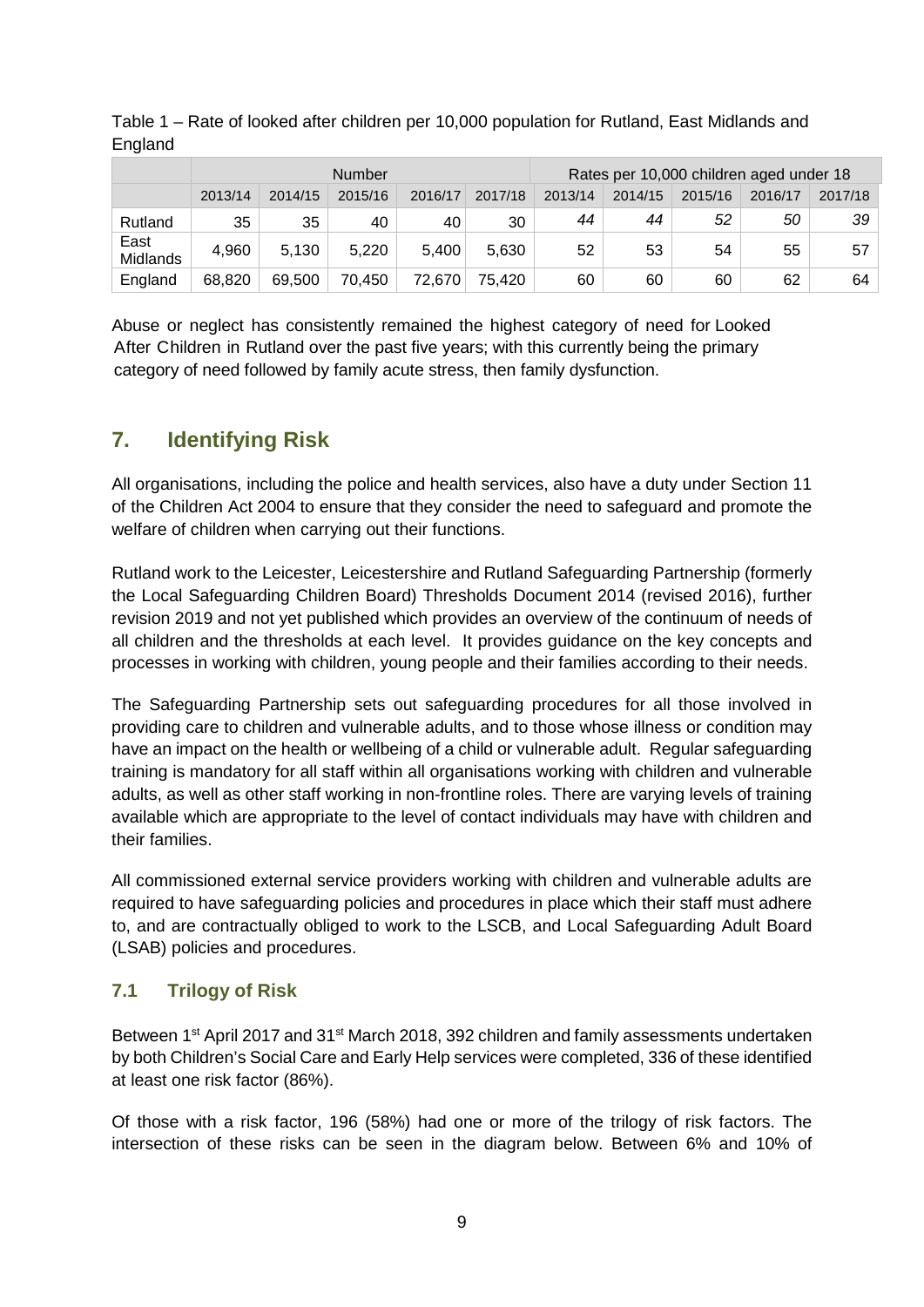Table 1 – Rate of looked after children per 10,000 population for Rutland, East Midlands and England

| | Number | | | | | Rates per 10,000 children aged under 18 | | | | |
|---|---|---|---|---|---|---|---|---|---|---|
| | 2013/14 | 2014/15 | 2015/16 | 2016/17 | 2017/18 | 2013/14 | 2014/15 | 2015/16 | 2016/17 | 2017/18 |
| Rutland | 35 | 35 | 40 | 40 | 30 | *44* | *44* | *52* | *50* | *39* |
| East Midlands | 4,960 | 5,130 | 5,220 | 5,400 | 5,630 | 52 | 53 | 54 | 55 | 57 |
| England | 68,820 | 69,500 | 70,450 | 72,670 | 75,420 | 60 | 60 | 60 | 62 | 64 |

Abuse or neglect has consistently remained the highest category of need for Looked After Children in Rutland over the past five years; with this currently being the primary category of need followed by family acute stress, then family dysfunction.

## 7. Identifying Risk

All organisations, including the police and health services, also have a duty under Section 11 of the Children Act 2004 to ensure that they consider the need to safeguard and promote the welfare of children when carrying out their functions.

Rutland work to the Leicester, Leicestershire and Rutland Safeguarding Partnership (formerly the Local Safeguarding Children Board) Thresholds Document 2014 (revised 2016), further revision 2019 and not yet published which provides an overview of the continuum of needs of all children and the thresholds at each level. It provides guidance on the key concepts and processes in working with children, young people and their families according to their needs.

The Safeguarding Partnership sets out safeguarding procedures for all those involved in providing care to children and vulnerable adults, and to those whose illness or condition may have an impact on the health or wellbeing of a child or vulnerable adult. Regular safeguarding training is mandatory for all staff within all organisations working with children and vulnerable adults, as well as other staff working in non-frontline roles. There are varying levels of training available which are appropriate to the level of contact individuals may have with children and their families.

All commissioned external service providers working with children and vulnerable adults are required to have safeguarding policies and procedures in place which their staff must adhere to, and are contractually obliged to work to the LSCB, and Local Safeguarding Adult Board (LSAB) policies and procedures.

### 7.1 Trilogy of Risk

Between 1st April 2017 and 31st March 2018, 392 children and family assessments undertaken by both Children's Social Care and Early Help services were completed, 336 of these identified at least one risk factor (86%).

Of those with a risk factor, 196 (58%) had one or more of the trilogy of risk factors. The intersection of these risks can be seen in the diagram below. Between 6% and 10% of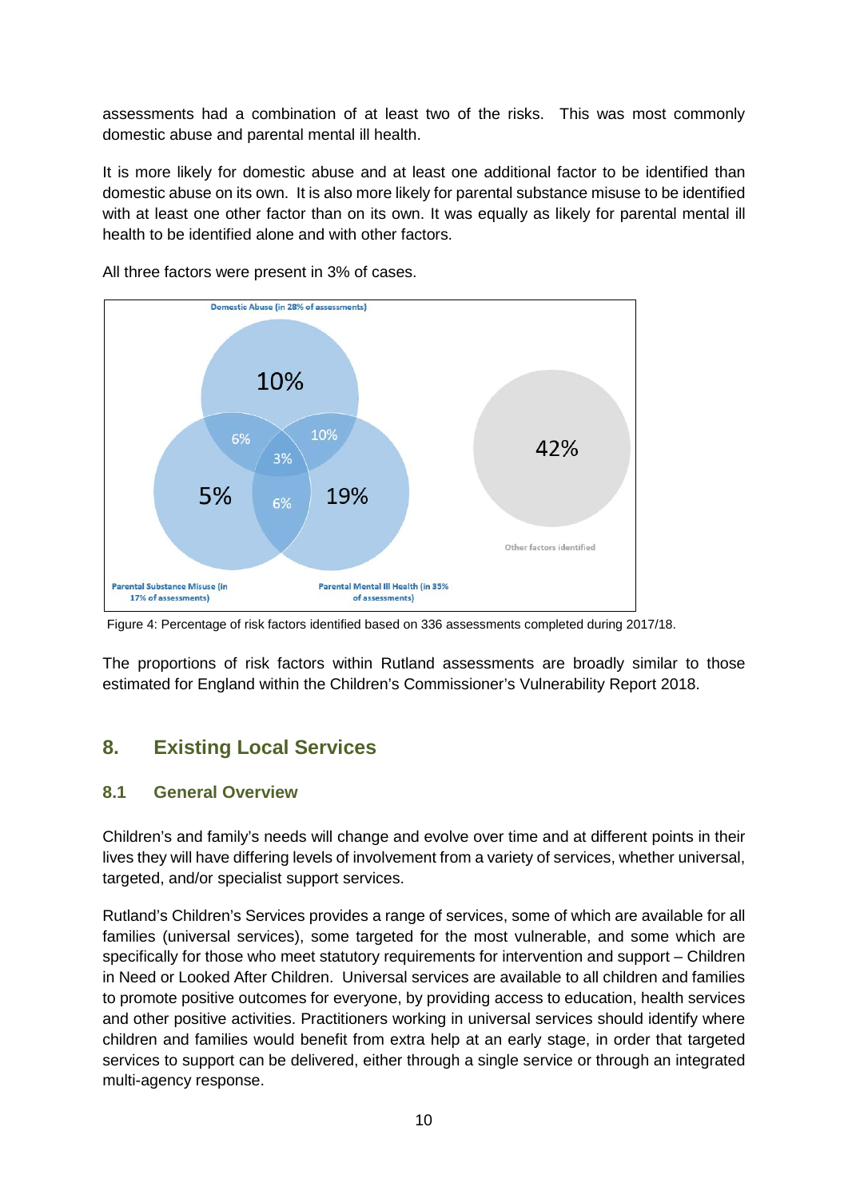assessments had a combination of at least two of the risks. This was most commonly domestic abuse and parental mental ill health.

It is more likely for domestic abuse and at least one additional factor to be identified than domestic abuse on its own. It is also more likely for parental substance misuse to be identified with at least one other factor than on its own. It was equally as likely for parental mental ill health to be identified alone and with other factors.

All three factors were present in 3% of cases.

Domestic Abuse (in 28% of assessments)

10%

6%

10%

3%

5%

6%

19%

42%

Other factors identified

Parental Substance Misuse (in 17% of assessments)

Parental Mental Ill Health (in 35% of assessments)

Figure 4: Percentage of risk factors identified based on 336 assessments completed during 2017/18.

The proportions of risk factors within Rutland assessments are broadly similar to those estimated for England within the Children's Commissioner's Vulnerability Report 2018.

## 8. Existing Local Services

### 8.1 General Overview

Children's and family's needs will change and evolve over time and at different points in their lives they will have differing levels of involvement from a variety of services, whether universal, targeted, and/or specialist support services.

Rutland's Children's Services provides a range of services, some of which are available for all families (universal services), some targeted for the most vulnerable, and some which are specifically for those who meet statutory requirements for intervention and support – Children in Need or Looked After Children. Universal services are available to all children and families to promote positive outcomes for everyone, by providing access to education, health services and other positive activities. Practitioners working in universal services should identify where children and families would benefit from extra help at an early stage, in order that targeted services to support can be delivered, either through a single service or through an integrated multi-agency response.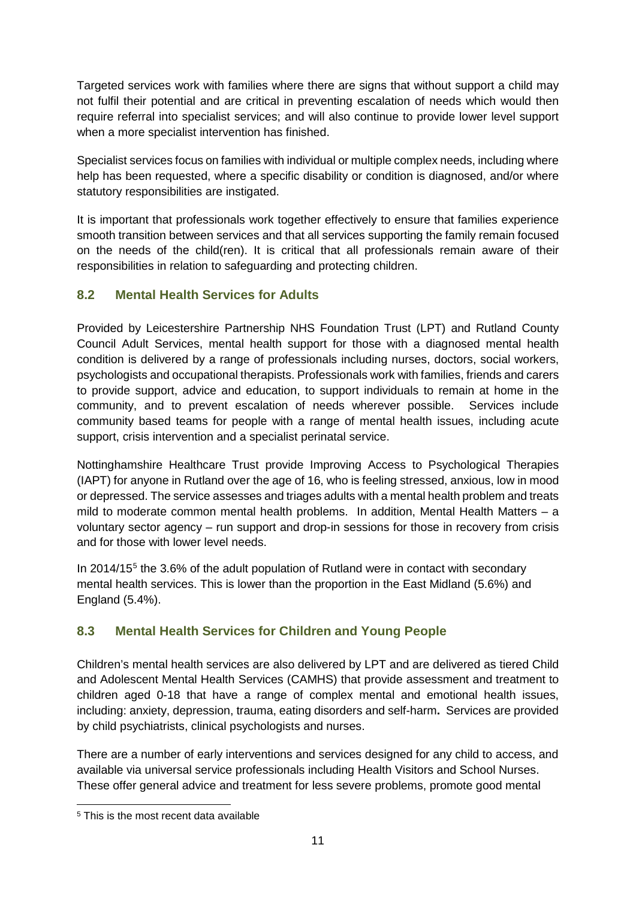Targeted services work with families where there are signs that without support a child may not fulfil their potential and are critical in preventing escalation of needs which would then require referral into specialist services; and will also continue to provide lower level support when a more specialist intervention has finished.

Specialist services focus on families with individual or multiple complex needs, including where help has been requested, where a specific disability or condition is diagnosed, and/or where statutory responsibilities are instigated.

It is important that professionals work together effectively to ensure that families experience smooth transition between services and that all services supporting the family remain focused on the needs of the child(ren). It is critical that all professionals remain aware of their responsibilities in relation to safeguarding and protecting children.

## 8.2 Mental Health Services for Adults

Provided by Leicestershire Partnership NHS Foundation Trust (LPT) and Rutland County Council Adult Services, mental health support for those with a diagnosed mental health condition is delivered by a range of professionals including nurses, doctors, social workers, psychologists and occupational therapists. Professionals work with families, friends and carers to provide support, advice and education, to support individuals to remain at home in the community, and to prevent escalation of needs wherever possible. Services include community based teams for people with a range of mental health issues, including acute support, crisis intervention and a specialist perinatal service.

Nottinghamshire Healthcare Trust provide Improving Access to Psychological Therapies (IAPT) for anyone in Rutland over the age of 16, who is feeling stressed, anxious, low in mood or depressed. The service assesses and triages adults with a mental health problem and treats mild to moderate common mental health problems. In addition, Mental Health Matters – a voluntary sector agency – run support and drop-in sessions for those in recovery from crisis and for those with lower level needs.

In 2014/15[5] the 3.6% of the adult population of Rutland were in contact with secondary mental health services. This is lower than the proportion in the East Midland (5.6%) and England (5.4%).

## 8.3 Mental Health Services for Children and Young People

Children's mental health services are also delivered by LPT and are delivered as tiered Child and Adolescent Mental Health Services (CAMHS) that provide assessment and treatment to children aged 0-18 that have a range of complex mental and emotional health issues, including: anxiety, depression, trauma, eating disorders and self-harm**.** Services are provided by child psychiatrists, clinical psychologists and nurses.

There are a number of early interventions and services designed for any child to access, and available via universal service professionals including Health Visitors and School Nurses. These offer general advice and treatment for less severe problems, promote good mental

[5] This is the most recent data available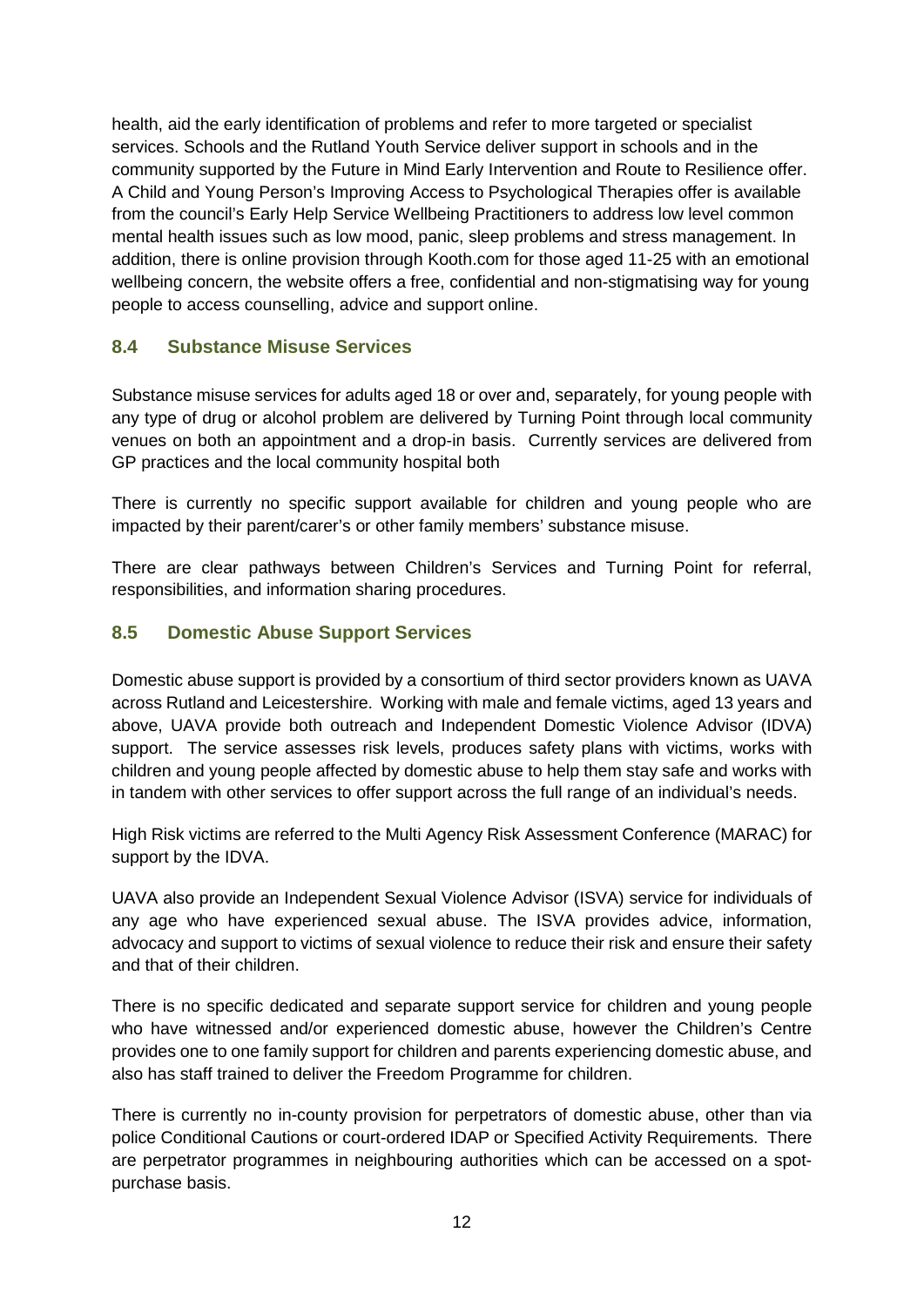health, aid the early identification of problems and refer to more targeted or specialist services. Schools and the Rutland Youth Service deliver support in schools and in the community supported by the Future in Mind Early Intervention and Route to Resilience offer. A Child and Young Person's Improving Access to Psychological Therapies offer is available from the council's Early Help Service Wellbeing Practitioners to address low level common mental health issues such as low mood, panic, sleep problems and stress management. In addition, there is online provision through Kooth.com for those aged 11-25 with an emotional wellbeing concern, the website offers a free, confidential and non-stigmatising way for young people to access counselling, advice and support online.

### 8.4 Substance Misuse Services

Substance misuse services for adults aged 18 or over and, separately, for young people with any type of drug or alcohol problem are delivered by Turning Point through local community venues on both an appointment and a drop-in basis. Currently services are delivered from GP practices and the local community hospital both

There is currently no specific support available for children and young people who are impacted by their parent/carer's or other family members' substance misuse.

There are clear pathways between Children's Services and Turning Point for referral, responsibilities, and information sharing procedures.

### 8.5 Domestic Abuse Support Services

Domestic abuse support is provided by a consortium of third sector providers known as UAVA across Rutland and Leicestershire. Working with male and female victims, aged 13 years and above, UAVA provide both outreach and Independent Domestic Violence Advisor (IDVA) support. The service assesses risk levels, produces safety plans with victims, works with children and young people affected by domestic abuse to help them stay safe and works with in tandem with other services to offer support across the full range of an individual's needs.

High Risk victims are referred to the Multi Agency Risk Assessment Conference (MARAC) for support by the IDVA.

UAVA also provide an Independent Sexual Violence Advisor (ISVA) service for individuals of any age who have experienced sexual abuse. The ISVA provides advice, information, advocacy and support to victims of sexual violence to reduce their risk and ensure their safety and that of their children.

There is no specific dedicated and separate support service for children and young people who have witnessed and/or experienced domestic abuse, however the Children's Centre provides one to one family support for children and parents experiencing domestic abuse, and also has staff trained to deliver the Freedom Programme for children.

There is currently no in-county provision for perpetrators of domestic abuse, other than via police Conditional Cautions or court-ordered IDAP or Specified Activity Requirements. There are perpetrator programmes in neighbouring authorities which can be accessed on a spot-purchase basis.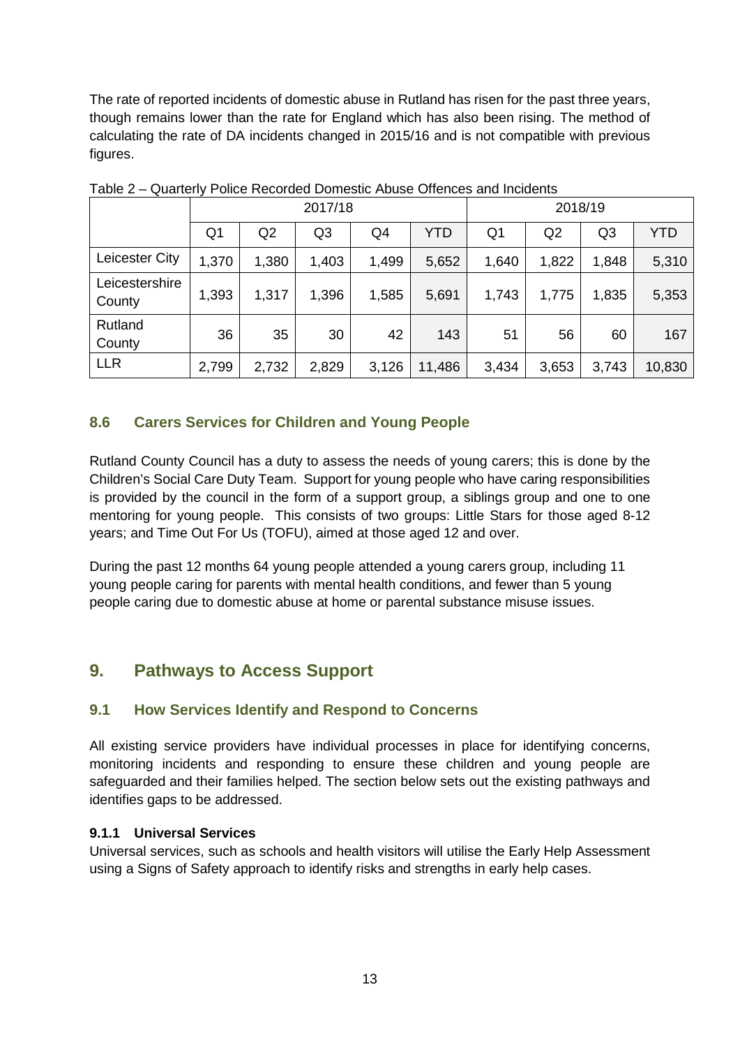The rate of reported incidents of domestic abuse in Rutland has risen for the past three years, though remains lower than the rate for England which has also been rising. The method of calculating the rate of DA incidents changed in 2015/16 and is not compatible with previous figures.

Table 2 – Quarterly Police Recorded Domestic Abuse Offences and Incidents

| | 2017/18 | | | | | 2018/19 | | | |
|---|---|---|---|---|---|---|---|---|---|
| | Q1 | Q2 | Q3 | Q4 | YTD | Q1 | Q2 | Q3 | YTD |
| Leicester City | 1,370 | 1,380 | 1,403 | 1,499 | 5,652 | 1,640 | 1,822 | 1,848 | 5,310 |
| Leicestershire County | 1,393 | 1,317 | 1,396 | 1,585 | 5,691 | 1,743 | 1,775 | 1,835 | 5,353 |
| Rutland County | 36 | 35 | 30 | 42 | 143 | 51 | 56 | 60 | 167 |
| LLR | 2,799 | 2,732 | 2,829 | 3,126 | 11,486 | 3,434 | 3,653 | 3,743 | 10,830 |

### 8.6 Carers Services for Children and Young People

Rutland County Council has a duty to assess the needs of young carers; this is done by the Children's Social Care Duty Team. Support for young people who have caring responsibilities is provided by the council in the form of a support group, a siblings group and one to one mentoring for young people. This consists of two groups: Little Stars for those aged 8-12 years; and Time Out For Us (TOFU), aimed at those aged 12 and over.

During the past 12 months 64 young people attended a young carers group, including 11 young people caring for parents with mental health conditions, and fewer than 5 young people caring due to domestic abuse at home or parental substance misuse issues.

## 9. Pathways to Access Support

### 9.1 How Services Identify and Respond to Concerns

All existing service providers have individual processes in place for identifying concerns, monitoring incidents and responding to ensure these children and young people are safeguarded and their families helped. The section below sets out the existing pathways and identifies gaps to be addressed.

#### 9.1.1 Universal Services

Universal services, such as schools and health visitors will utilise the Early Help Assessment using a Signs of Safety approach to identify risks and strengths in early help cases.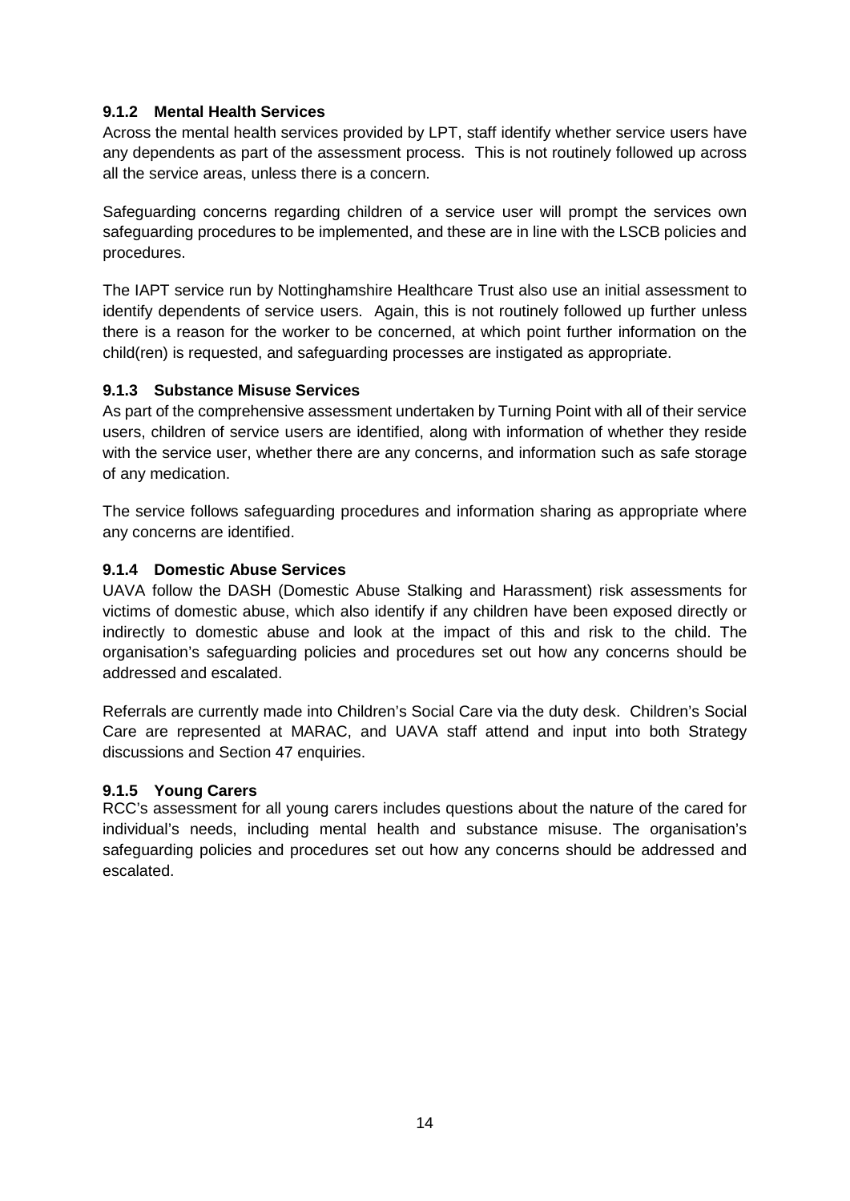### 9.1.2 Mental Health Services

Across the mental health services provided by LPT, staff identify whether service users have any dependents as part of the assessment process. This is not routinely followed up across all the service areas, unless there is a concern.

Safeguarding concerns regarding children of a service user will prompt the services own safeguarding procedures to be implemented, and these are in line with the LSCB policies and procedures.

The IAPT service run by Nottinghamshire Healthcare Trust also use an initial assessment to identify dependents of service users. Again, this is not routinely followed up further unless there is a reason for the worker to be concerned, at which point further information on the child(ren) is requested, and safeguarding processes are instigated as appropriate.

### 9.1.3 Substance Misuse Services

As part of the comprehensive assessment undertaken by Turning Point with all of their service users, children of service users are identified, along with information of whether they reside with the service user, whether there are any concerns, and information such as safe storage of any medication.

The service follows safeguarding procedures and information sharing as appropriate where any concerns are identified.

### 9.1.4 Domestic Abuse Services

UAVA follow the DASH (Domestic Abuse Stalking and Harassment) risk assessments for victims of domestic abuse, which also identify if any children have been exposed directly or indirectly to domestic abuse and look at the impact of this and risk to the child. The organisation's safeguarding policies and procedures set out how any concerns should be addressed and escalated.

Referrals are currently made into Children's Social Care via the duty desk. Children's Social Care are represented at MARAC, and UAVA staff attend and input into both Strategy discussions and Section 47 enquiries.

### 9.1.5 Young Carers

RCC's assessment for all young carers includes questions about the nature of the cared for individual's needs, including mental health and substance misuse. The organisation's safeguarding policies and procedures set out how any concerns should be addressed and escalated.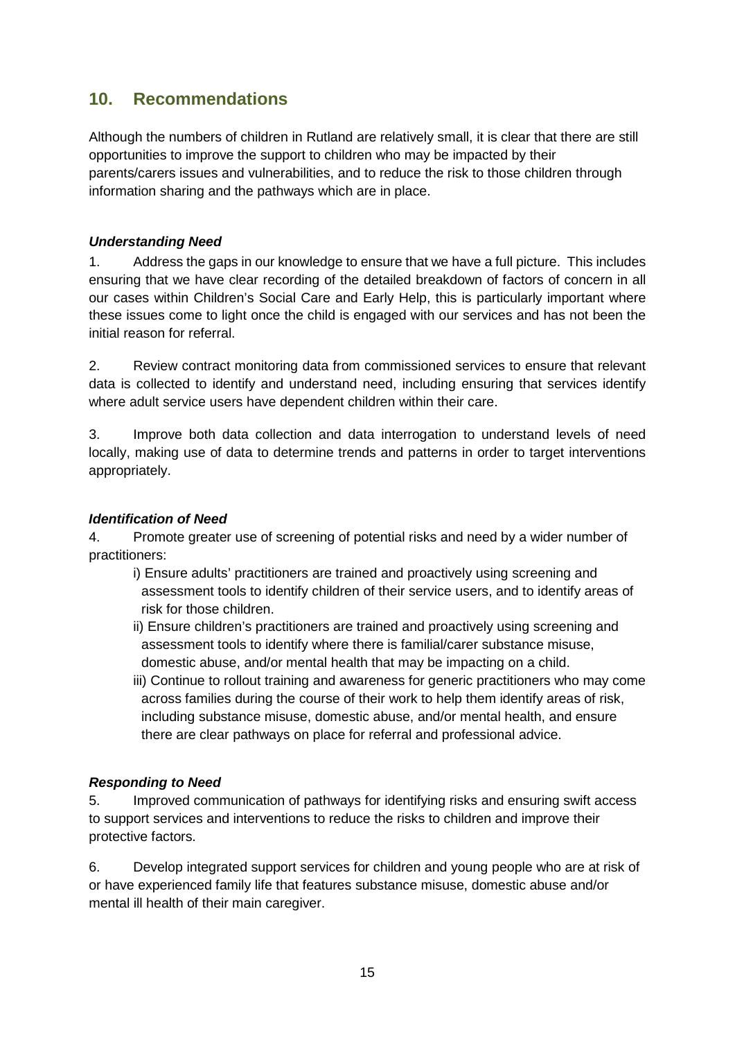## 10. Recommendations

Although the numbers of children in Rutland are relatively small, it is clear that there are still opportunities to improve the support to children who may be impacted by their parents/carers issues and vulnerabilities, and to reduce the risk to those children through information sharing and the pathways which are in place.

***Understanding Need***

1. Address the gaps in our knowledge to ensure that we have a full picture. This includes ensuring that we have clear recording of the detailed breakdown of factors of concern in all our cases within Children's Social Care and Early Help, this is particularly important where these issues come to light once the child is engaged with our services and has not been the initial reason for referral.

2. Review contract monitoring data from commissioned services to ensure that relevant data is collected to identify and understand need, including ensuring that services identify where adult service users have dependent children within their care.

3. Improve both data collection and data interrogation to understand levels of need locally, making use of data to determine trends and patterns in order to target interventions appropriately.

***Identification of Need***

4. Promote greater use of screening of potential risks and need by a wider number of practitioners:
   - i) Ensure adults' practitioners are trained and proactively using screening and assessment tools to identify children of their service users, and to identify areas of risk for those children.
   - ii) Ensure children's practitioners are trained and proactively using screening and assessment tools to identify where there is familial/carer substance misuse, domestic abuse, and/or mental health that may be impacting on a child.
   - iii) Continue to rollout training and awareness for generic practitioners who may come across families during the course of their work to help them identify areas of risk, including substance misuse, domestic abuse, and/or mental health, and ensure there are clear pathways on place for referral and professional advice.

***Responding to Need***

5. Improved communication of pathways for identifying risks and ensuring swift access to support services and interventions to reduce the risks to children and improve their protective factors.

6. Develop integrated support services for children and young people who are at risk of or have experienced family life that features substance misuse, domestic abuse and/or mental ill health of their main caregiver.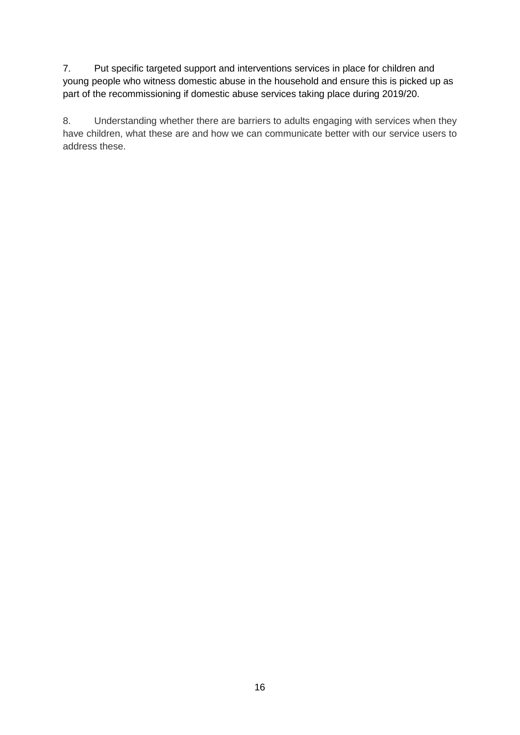7. Put specific targeted support and interventions services in place for children and young people who witness domestic abuse in the household and ensure this is picked up as part of the recommissioning if domestic abuse services taking place during 2019/20.

8. Understanding whether there are barriers to adults engaging with services when they have children, what these are and how we can communicate better with our service users to address these.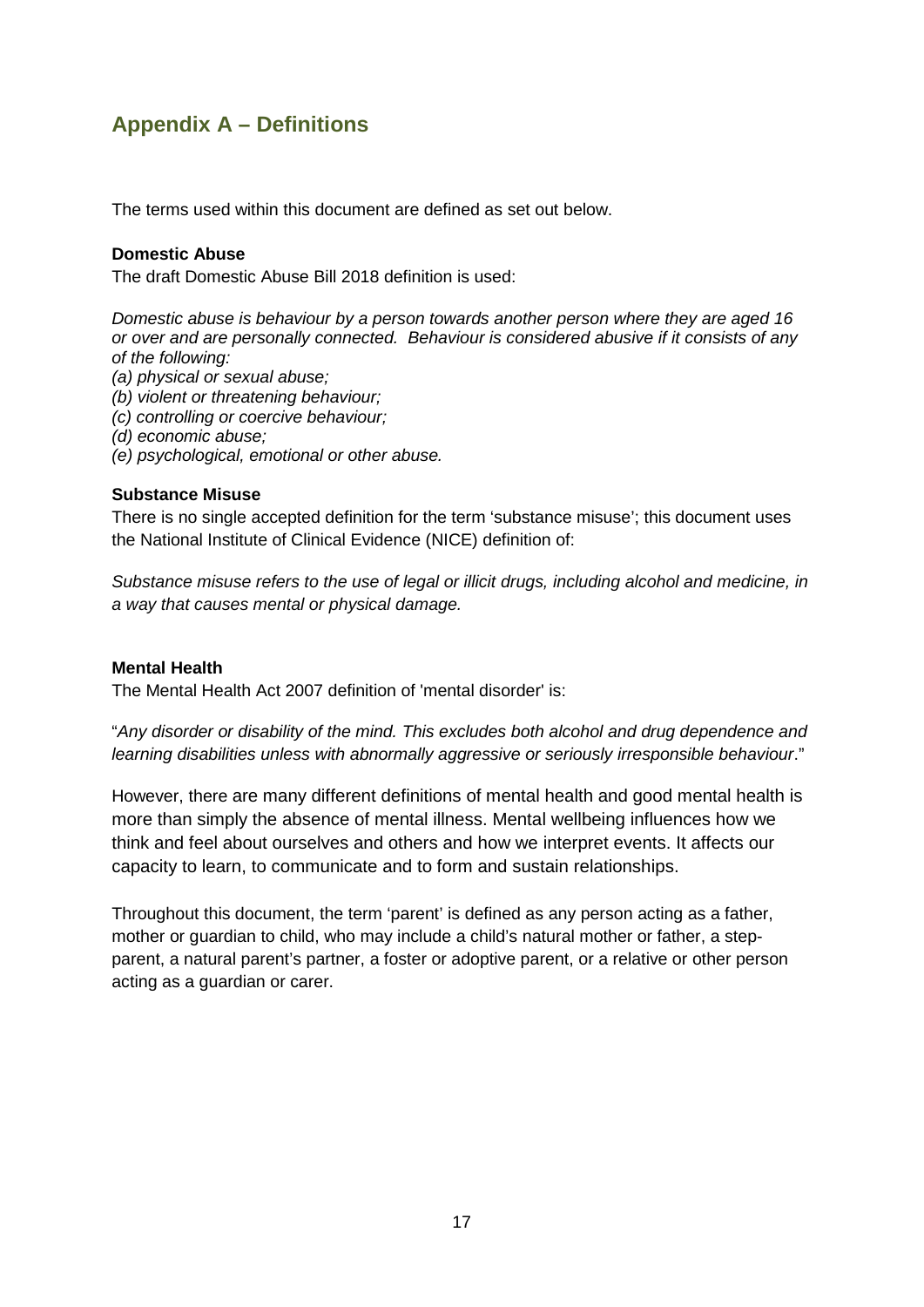## Appendix A – Definitions

The terms used within this document are defined as set out below.

**Domestic Abuse**

The draft Domestic Abuse Bill 2018 definition is used:

*Domestic abuse is behaviour by a person towards another person where they are aged 16 or over and are personally connected. Behaviour is considered abusive if it consists of any of the following:*

*(a) physical or sexual abuse;*
*(b) violent or threatening behaviour;*
*(c) controlling or coercive behaviour;*
*(d) economic abuse;*
*(e) psychological, emotional or other abuse.*

**Substance Misuse**

There is no single accepted definition for the term 'substance misuse'; this document uses the National Institute of Clinical Evidence (NICE) definition of:

*Substance misuse refers to the use of legal or illicit drugs, including alcohol and medicine, in a way that causes mental or physical damage.*

**Mental Health**

The Mental Health Act 2007 definition of 'mental disorder' is:

"*Any disorder or disability of the mind. This excludes both alcohol and drug dependence and learning disabilities unless with abnormally aggressive or seriously irresponsible behaviour*."

However, there are many different definitions of mental health and good mental health is more than simply the absence of mental illness. Mental wellbeing influences how we think and feel about ourselves and others and how we interpret events. It affects our capacity to learn, to communicate and to form and sustain relationships.

Throughout this document, the term 'parent' is defined as any person acting as a father, mother or guardian to child, who may include a child's natural mother or father, a step-parent, a natural parent's partner, a foster or adoptive parent, or a relative or other person acting as a guardian or carer.